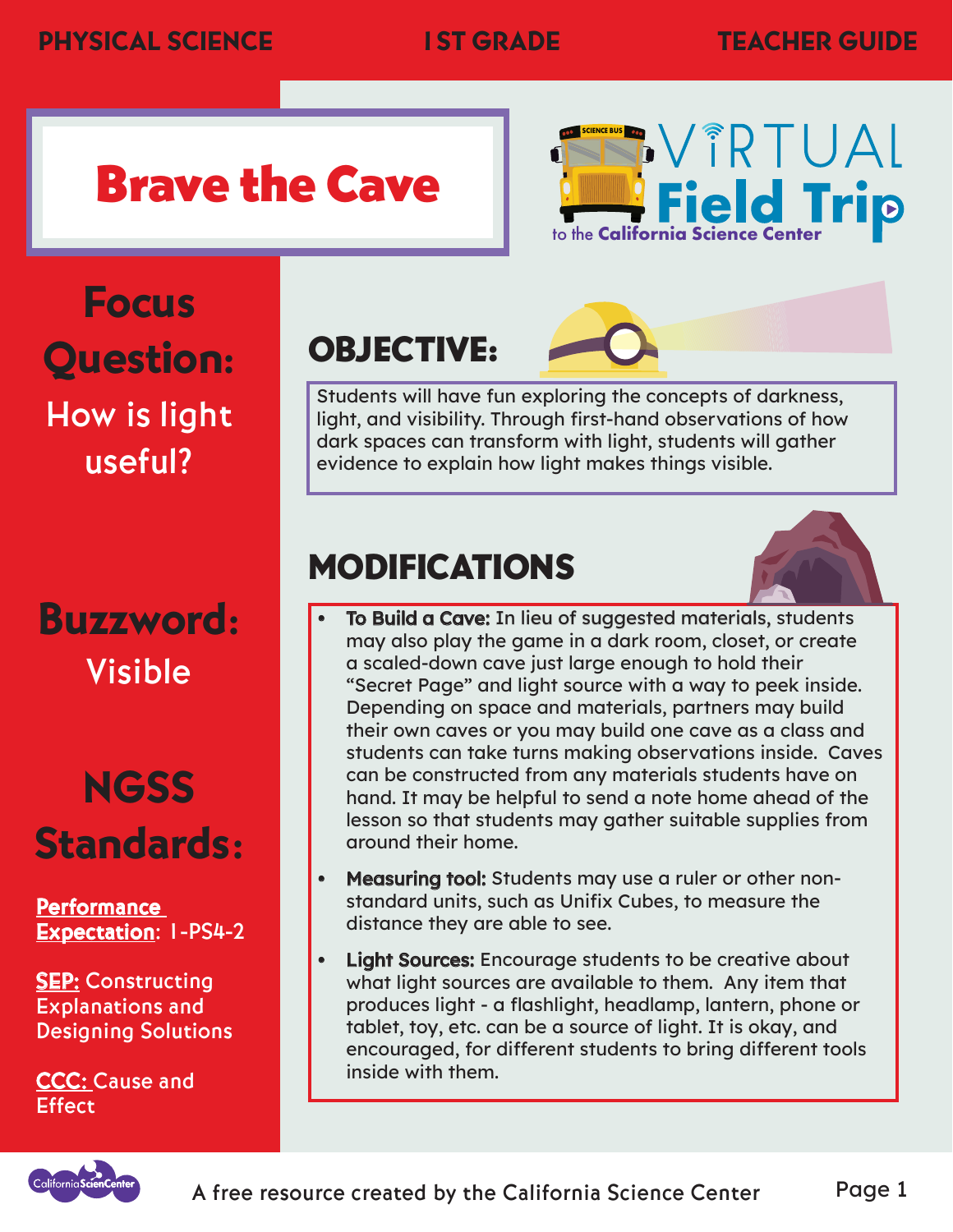PHYSICAL SCIENCE | 1ST GRADE | TEACHER GUIDE

# Brave the Cave

VIRTUAL Field Trip to the California Science Center

## Focus Question:

How is light useful?

## Buzzword:

Visible

## NGSS Standards:

**Performance Expectation**: 1-PS4-2

**SEP:** Constructing Explanations and Designing Solutions

**CCC:** Cause and Effect

## OBJECTIVE:

Students will have fun exploring the concepts of darkness, light, and visibility. Through first-hand observations of how dark spaces can transform with light, students will gather evidence to explain how light makes things visible.

## MODIFICATIONS

- **To Build a Cave:** In lieu of suggested materials, students may also play the game in a dark room, closet, or create a scaled-down cave just large enough to hold their "Secret Page" and light source with a way to peek inside. Depending on space and materials, partners may build their own caves or you may build one cave as a class and students can take turns making observations inside. Caves can be constructed from any materials students have on hand. It may be helpful to send a note home ahead of the lesson so that students may gather suitable supplies from around their home.
- **Measuring tool:** Students may use a ruler or other non-standard units, such as Unifix Cubes, to measure the distance they are able to see.
- **Light Sources:** Encourage students to be creative about what light sources are available to them. Any item that produces light - a flashlight, headlamp, lantern, phone or tablet, toy, etc. can be a source of light. It is okay, and encouraged, for different students to bring different tools inside with them.

A free resource created by the California Science Center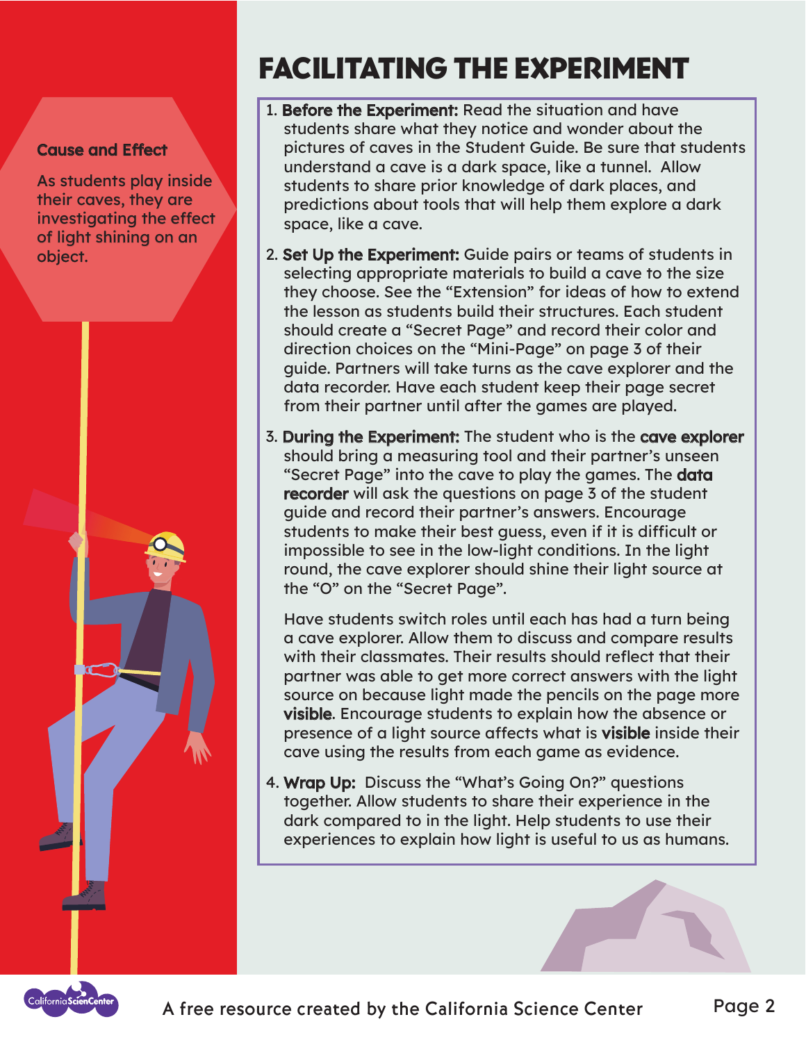**Cause and Effect**

As students play inside their caves, they are investigating the effect of light shining on an object.

# FACILITATING THE EXPERIMENT

1. **Before the Experiment:** Read the situation and have students share what they notice and wonder about the pictures of caves in the Student Guide. Be sure that students understand a cave is a dark space, like a tunnel. Allow students to share prior knowledge of dark places, and predictions about tools that will help them explore a dark space, like a cave.

2. **Set Up the Experiment:** Guide pairs or teams of students in selecting appropriate materials to build a cave to the size they choose. See the "Extension" for ideas of how to extend the lesson as students build their structures. Each student should create a "Secret Page" and record their color and direction choices on the "Mini-Page" on page 3 of their guide. Partners will take turns as the cave explorer and the data recorder. Have each student keep their page secret from their partner until after the games are played.

3. **During the Experiment:** The student who is the **cave explorer** should bring a measuring tool and their partner's unseen "Secret Page" into the cave to play the games. The **data recorder** will ask the questions on page 3 of the student guide and record their partner's answers. Encourage students to make their best guess, even if it is difficult or impossible to see in the low-light conditions. In the light round, the cave explorer should shine their light source at the "O" on the "Secret Page".

   Have students switch roles until each has had a turn being a cave explorer. Allow them to discuss and compare results with their classmates. Their results should reflect that their partner was able to get more correct answers with the light source on because light made the pencils on the page more **visible**. Encourage students to explain how the absence or presence of a light source affects what is **visible** inside their cave using the results from each game as evidence.

4. **Wrap Up:** Discuss the "What's Going On?" questions together. Allow students to share their experience in the dark compared to in the light. Help students to use their experiences to explain how light is useful to us as humans.

A free resource created by the California Science Center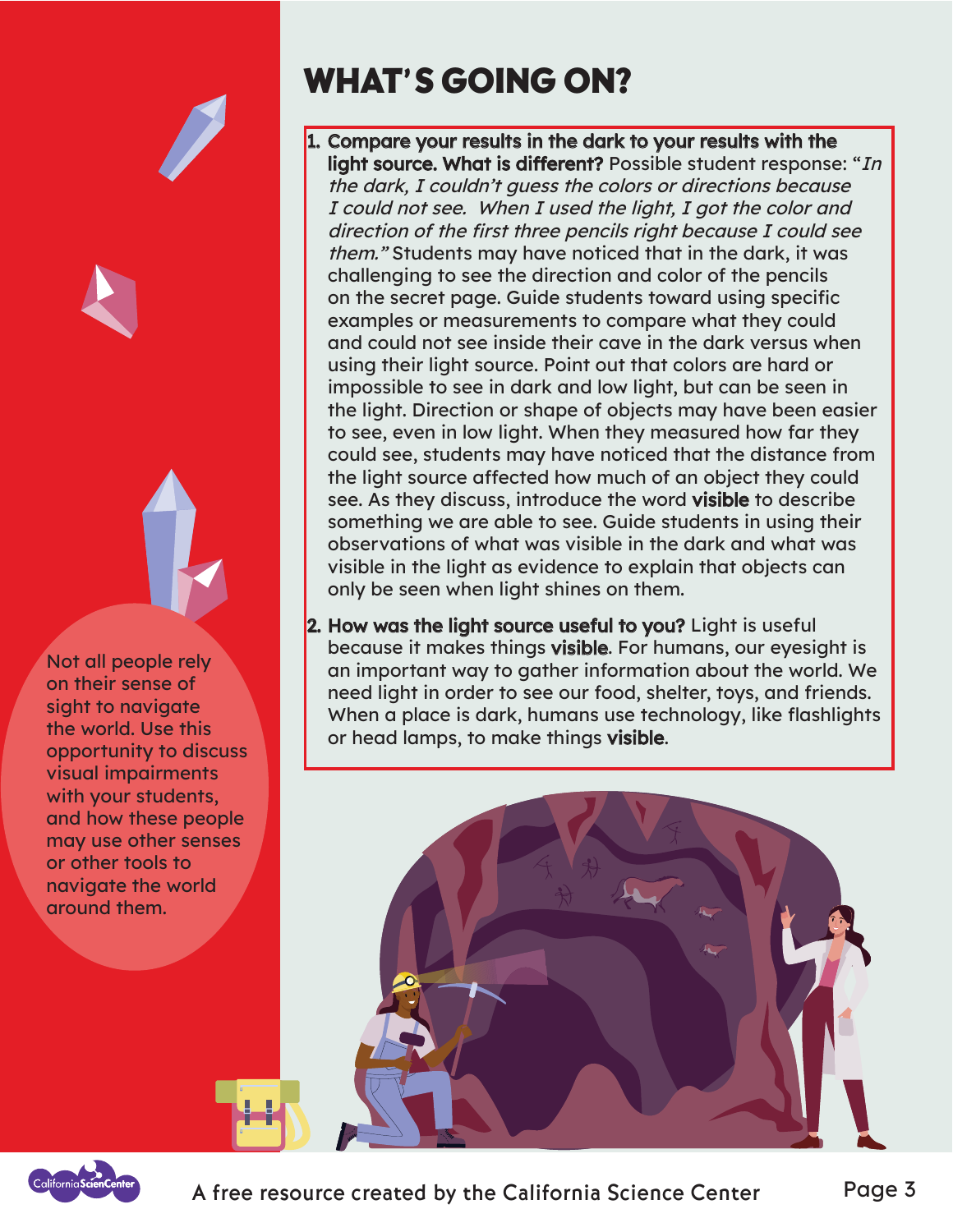# WHAT'S GOING ON?

1. **Compare your results in the dark to your results with the light source. What is different?** Possible student response: "*In the dark, I couldn't guess the colors or directions because I could not see. When I used the light, I got the color and direction of the first three pencils right because I could see them.*" Students may have noticed that in the dark, it was challenging to see the direction and color of the pencils on the secret page. Guide students toward using specific examples or measurements to compare what they could and could not see inside their cave in the dark versus when using their light source. Point out that colors are hard or impossible to see in dark and low light, but can be seen in the light. Direction or shape of objects may have been easier to see, even in low light. When they measured how far they could see, students may have noticed that the distance from the light source affected how much of an object they could see. As they discuss, introduce the word **visible** to describe something we are able to see. Guide students in using their observations of what was visible in the dark and what was visible in the light as evidence to explain that objects can only be seen when light shines on them.

2. **How was the light source useful to you?** Light is useful because it makes things **visible**. For humans, our eyesight is an important way to gather information about the world. We need light in order to see our food, shelter, toys, and friends. When a place is dark, humans use technology, like flashlights or head lamps, to make things **visible**.

Not all people rely on their sense of sight to navigate the world. Use this opportunity to discuss visual impairments with your students, and how these people may use other senses or other tools to navigate the world around them.

A free resource created by the California Science Center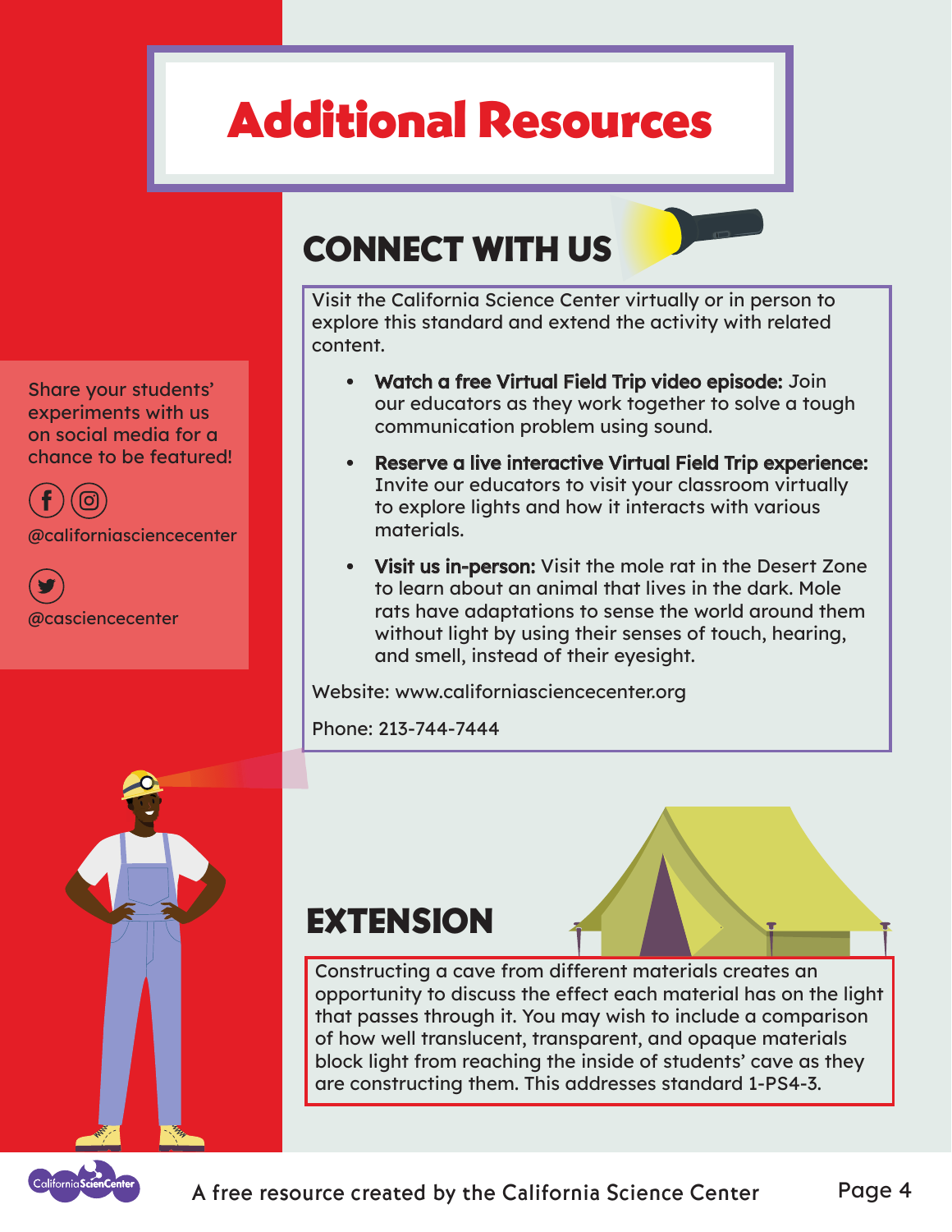# Additional Resources

## CONNECT WITH US

Visit the California Science Center virtually or in person to explore this standard and extend the activity with related content.

- **Watch a free Virtual Field Trip video episode:** Join our educators as they work together to solve a tough communication problem using sound.
- **Reserve a live interactive Virtual Field Trip experience:** Invite our educators to visit your classroom virtually to explore lights and how it interacts with various materials.
- **Visit us in-person:** Visit the mole rat in the Desert Zone to learn about an animal that lives in the dark. Mole rats have adaptations to sense the world around them without light by using their senses of touch, hearing, and smell, instead of their eyesight.

Website: www.californiasciencecenter.org

Phone: 213-744-7444

Share your students' experiments with us on social media for a chance to be featured!

@californiasciencecenter

@casciencecenter

## EXTENSION

Constructing a cave from different materials creates an opportunity to discuss the effect each material has on the light that passes through it. You may wish to include a comparison of how well translucent, transparent, and opaque materials block light from reaching the inside of students' cave as they are constructing them. This addresses standard 1-PS4-3.

A free resource created by the California Science Center